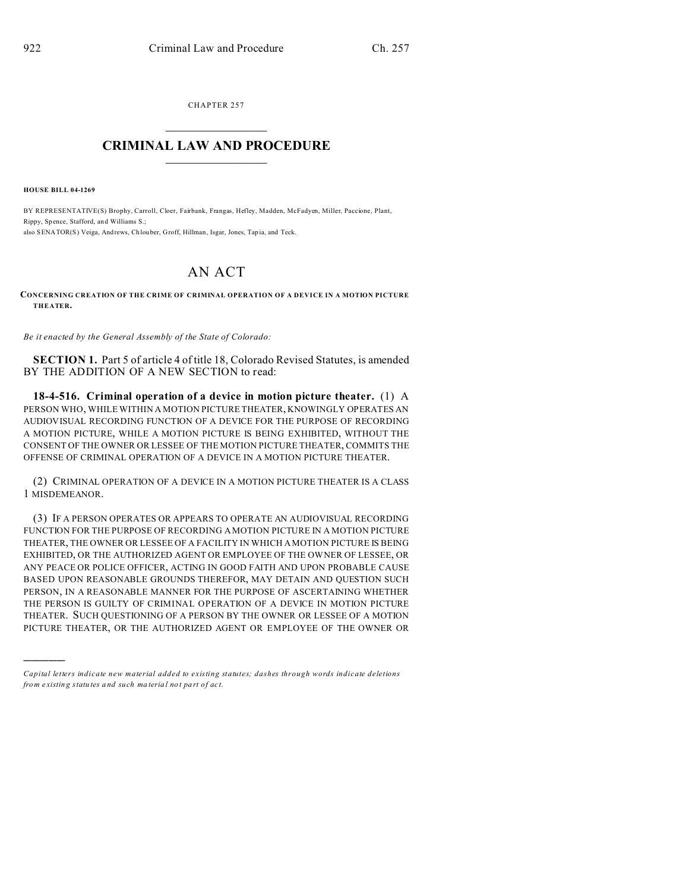CHAPTER 257

# CRIMINAL LAW AND PROCEDURE

**HOUSE BILL 04-1269**

BY REPRESENTATIVE(S) Brophy, Carroll, Cloer, Fairbank, Frangas, Hefley, Madden, McFadyen, Miller, Paccione, Plant, Rippy, Spence, Stafford, and Williams S.;
also SENATOR(S) Veiga, Andrews, Chlouber, Groff, Hillman, Isgar, Jones, Tapia, and Teck.

# AN ACT

**CONCERNING CREATION OF THE CRIME OF CRIMINAL OPERATION OF A DEVICE IN A MOTION PICTURE THEATER.**

*Be it enacted by the General Assembly of the State of Colorado:*

**SECTION 1.** Part 5 of article 4 of title 18, Colorado Revised Statutes, is amended BY THE ADDITION OF A NEW SECTION to read:

**18-4-516. Criminal operation of a device in motion picture theater.** (1) A PERSON WHO, WHILE WITHIN A MOTION PICTURE THEATER, KNOWINGLY OPERATES AN AUDIOVISUAL RECORDING FUNCTION OF A DEVICE FOR THE PURPOSE OF RECORDING A MOTION PICTURE, WHILE A MOTION PICTURE IS BEING EXHIBITED, WITHOUT THE CONSENT OF THE OWNER OR LESSEE OF THE MOTION PICTURE THEATER, COMMITS THE OFFENSE OF CRIMINAL OPERATION OF A DEVICE IN A MOTION PICTURE THEATER.

(2) CRIMINAL OPERATION OF A DEVICE IN A MOTION PICTURE THEATER IS A CLASS 1 MISDEMEANOR.

(3) IF A PERSON OPERATES OR APPEARS TO OPERATE AN AUDIOVISUAL RECORDING FUNCTION FOR THE PURPOSE OF RECORDING A MOTION PICTURE IN A MOTION PICTURE THEATER, THE OWNER OR LESSEE OF A FACILITY IN WHICH A MOTION PICTURE IS BEING EXHIBITED, OR THE AUTHORIZED AGENT OR EMPLOYEE OF THE OWNER OF LESSEE, OR ANY PEACE OR POLICE OFFICER, ACTING IN GOOD FAITH AND UPON PROBABLE CAUSE BASED UPON REASONABLE GROUNDS THEREFOR, MAY DETAIN AND QUESTION SUCH PERSON, IN A REASONABLE MANNER FOR THE PURPOSE OF ASCERTAINING WHETHER THE PERSON IS GUILTY OF CRIMINAL OPERATION OF A DEVICE IN MOTION PICTURE THEATER. SUCH QUESTIONING OF A PERSON BY THE OWNER OR LESSEE OF A MOTION PICTURE THEATER, OR THE AUTHORIZED AGENT OR EMPLOYEE OF THE OWNER OR

---

*Capital letters indicate new material added to existing statutes; dashes through words indicate deletions from existing statutes and such material not part of act.*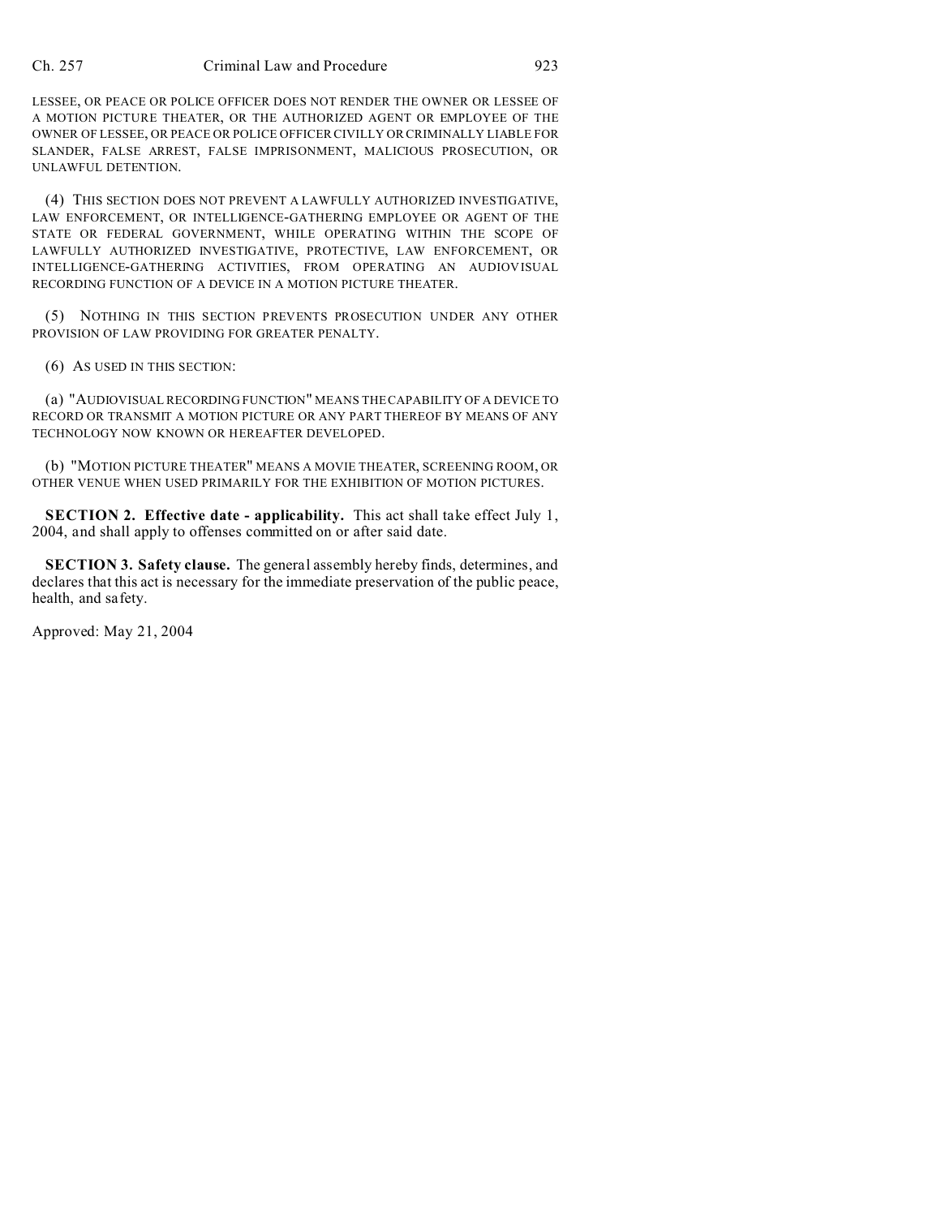LESSEE, OR PEACE OR POLICE OFFICER DOES NOT RENDER THE OWNER OR LESSEE OF A MOTION PICTURE THEATER, OR THE AUTHORIZED AGENT OR EMPLOYEE OF THE OWNER OF LESSEE, OR PEACE OR POLICE OFFICER CIVILLY OR CRIMINALLY LIABLE FOR SLANDER, FALSE ARREST, FALSE IMPRISONMENT, MALICIOUS PROSECUTION, OR UNLAWFUL DETENTION.

(4) THIS SECTION DOES NOT PREVENT A LAWFULLY AUTHORIZED INVESTIGATIVE, LAW ENFORCEMENT, OR INTELLIGENCE-GATHERING EMPLOYEE OR AGENT OF THE STATE OR FEDERAL GOVERNMENT, WHILE OPERATING WITHIN THE SCOPE OF LAWFULLY AUTHORIZED INVESTIGATIVE, PROTECTIVE, LAW ENFORCEMENT, OR INTELLIGENCE-GATHERING ACTIVITIES, FROM OPERATING AN AUDIOVISUAL RECORDING FUNCTION OF A DEVICE IN A MOTION PICTURE THEATER.

(5) NOTHING IN THIS SECTION PREVENTS PROSECUTION UNDER ANY OTHER PROVISION OF LAW PROVIDING FOR GREATER PENALTY.

(6) AS USED IN THIS SECTION:

(a) "AUDIOVISUAL RECORDING FUNCTION" MEANS THE CAPABILITY OF A DEVICE TO RECORD OR TRANSMIT A MOTION PICTURE OR ANY PART THEREOF BY MEANS OF ANY TECHNOLOGY NOW KNOWN OR HEREAFTER DEVELOPED.

(b) "MOTION PICTURE THEATER" MEANS A MOVIE THEATER, SCREENING ROOM, OR OTHER VENUE WHEN USED PRIMARILY FOR THE EXHIBITION OF MOTION PICTURES.

**SECTION 2. Effective date - applicability.** This act shall take effect July 1, 2004, and shall apply to offenses committed on or after said date.

**SECTION 3. Safety clause.** The general assembly hereby finds, determines, and declares that this act is necessary for the immediate preservation of the public peace, health, and safety.

Approved: May 21, 2004